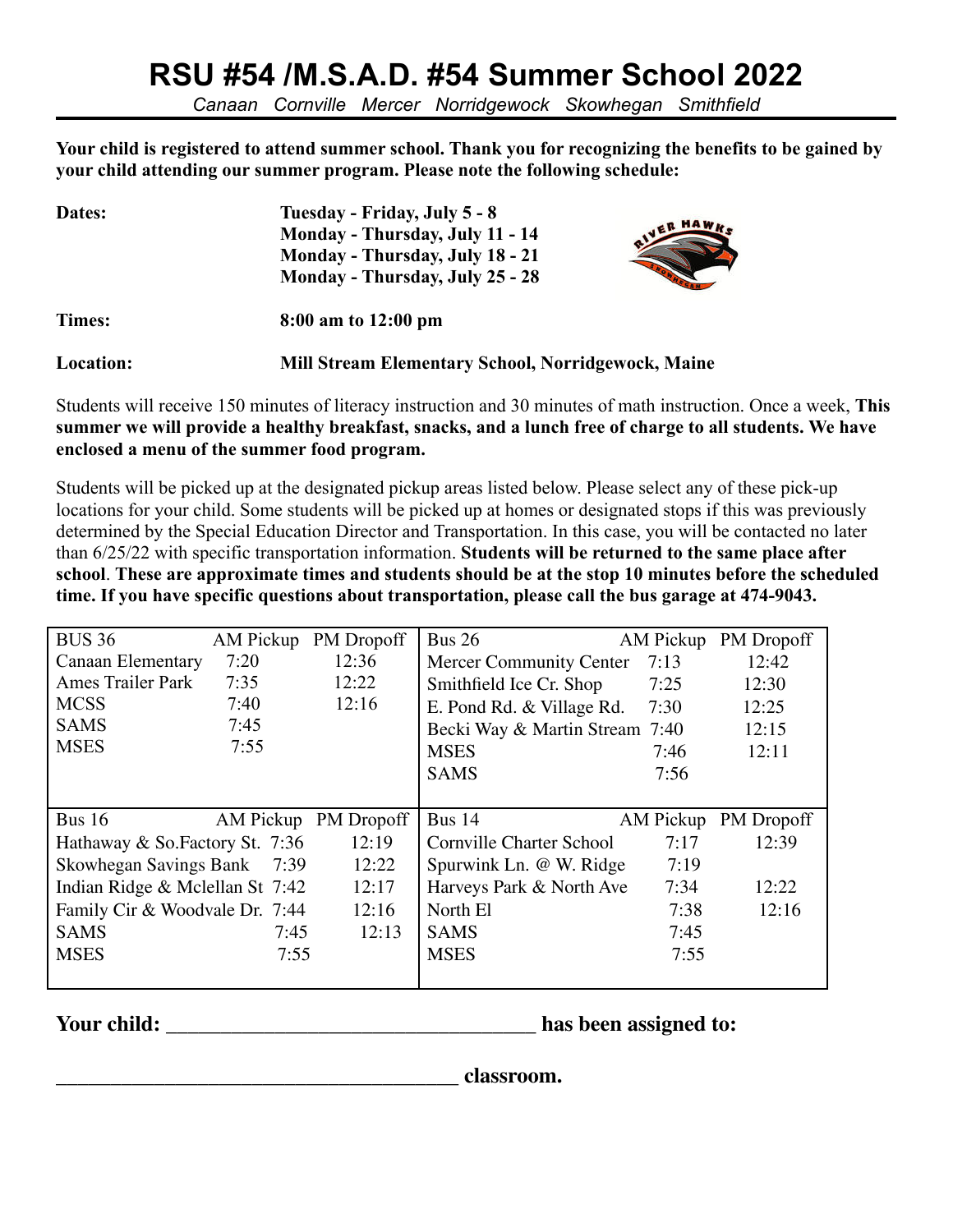# RSU #54 /M.S.A.D. #54 Summer School 2022

*Canaan Cornville Mercer Norridgewock Skowhegan Smithfield*

**Your child is registered to attend summer school. Thank you for recognizing the benefits to be gained by your child attending our summer program. Please note the following schedule:**

**Dates:** **Tuesday - Friday, July 5 - 8**
**Monday - Thursday, July 11 - 14**
**Monday - Thursday, July 18 - 21**
**Monday - Thursday, July 25 - 28**

**Times:** **8:00 am to 12:00 pm**

**Location:** **Mill Stream Elementary School, Norridgewock, Maine**

Students will receive 150 minutes of literacy instruction and 30 minutes of math instruction. Once a week, **This summer we will provide a healthy breakfast, snacks, and a lunch free of charge to all students. We have enclosed a menu of the summer food program.**

Students will be picked up at the designated pickup areas listed below. Please select any of these pick-up locations for your child. Some students will be picked up at homes or designated stops if this was previously determined by the Special Education Director and Transportation. In this case, you will be contacted no later than 6/25/22 with specific transportation information. **Students will be returned to the same place after school**. **These are approximate times and students should be at the stop 10 minutes before the scheduled time. If you have specific questions about transportation, please call the bus garage at 474-9043.**

| BUS 36 | AM Pickup | PM Dropoff |
|---|---|---|
| Canaan Elementary | 7:20 | 12:36 |
| Ames Trailer Park | 7:35 | 12:22 |
| MCSS | 7:40 | 12:16 |
| SAMS | 7:45 | |
| MSES | 7:55 | |

| Bus 26 | AM Pickup | PM Dropoff |
|---|---|---|
| Mercer Community Center | 7:13 | 12:42 |
| Smithfield Ice Cr. Shop | 7:25 | 12:30 |
| E. Pond Rd. & Village Rd. | 7:30 | 12:25 |
| Becki Way & Martin Stream | 7:40 | 12:15 |
| MSES | 7:46 | 12:11 |
| SAMS | 7:56 | |

| Bus 16 | AM Pickup | PM Dropoff |
|---|---|---|
| Hathaway & So.Factory St. | 7:36 | 12:19 |
| Skowhegan Savings Bank | 7:39 | 12:22 |
| Indian Ridge & Mclellan St | 7:42 | 12:17 |
| Family Cir & Woodvale Dr. | 7:44 | 12:16 |
| SAMS | 7:45 | 12:13 |
| MSES | 7:55 | |

| Bus 14 | AM Pickup | PM Dropoff |
|---|---|---|
| Cornville Charter School | 7:17 | 12:39 |
| Spurwink Ln. @ W. Ridge | 7:19 | |
| Harveys Park & North Ave | 7:34 | 12:22 |
| North El | 7:38 | 12:16 |
| SAMS | 7:45 | |
| MSES | 7:55 | |

**Your child: ___________________________________ has been assigned to:**

**______________________________________ classroom.**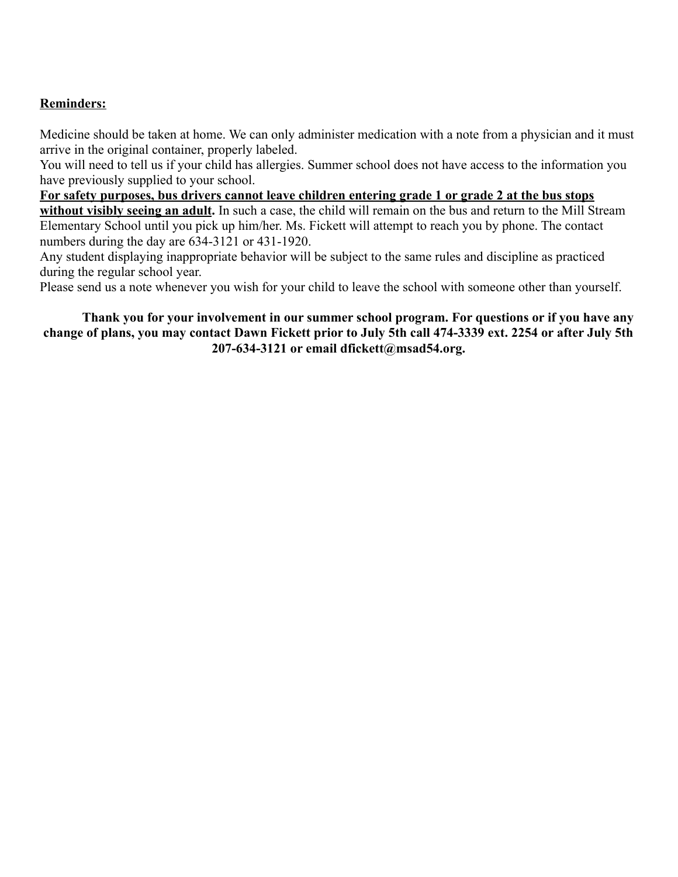**<u>Reminders:</u>**

Medicine should be taken at home. We can only administer medication with a note from a physician and it must arrive in the original container, properly labeled.
You will need to tell us if your child has allergies. Summer school does not have access to the information you have previously supplied to your school.
**<u>For safety purposes, bus drivers cannot leave children entering grade 1 or grade 2 at the bus stops without visibly seeing an adult</u>.** In such a case, the child will remain on the bus and return to the Mill Stream Elementary School until you pick up him/her. Ms. Fickett will attempt to reach you by phone. The contact numbers during the day are 634-3121 or 431-1920.
Any student displaying inappropriate behavior will be subject to the same rules and discipline as practiced during the regular school year.
Please send us a note whenever you wish for your child to leave the school with someone other than yourself.

**Thank you for your involvement in our summer school program. For questions or if you have any change of plans, you may contact Dawn Fickett prior to July 5th call 474-3339 ext. 2254 or after July 5th 207-634-3121 or email dfickett@msad54.org.**